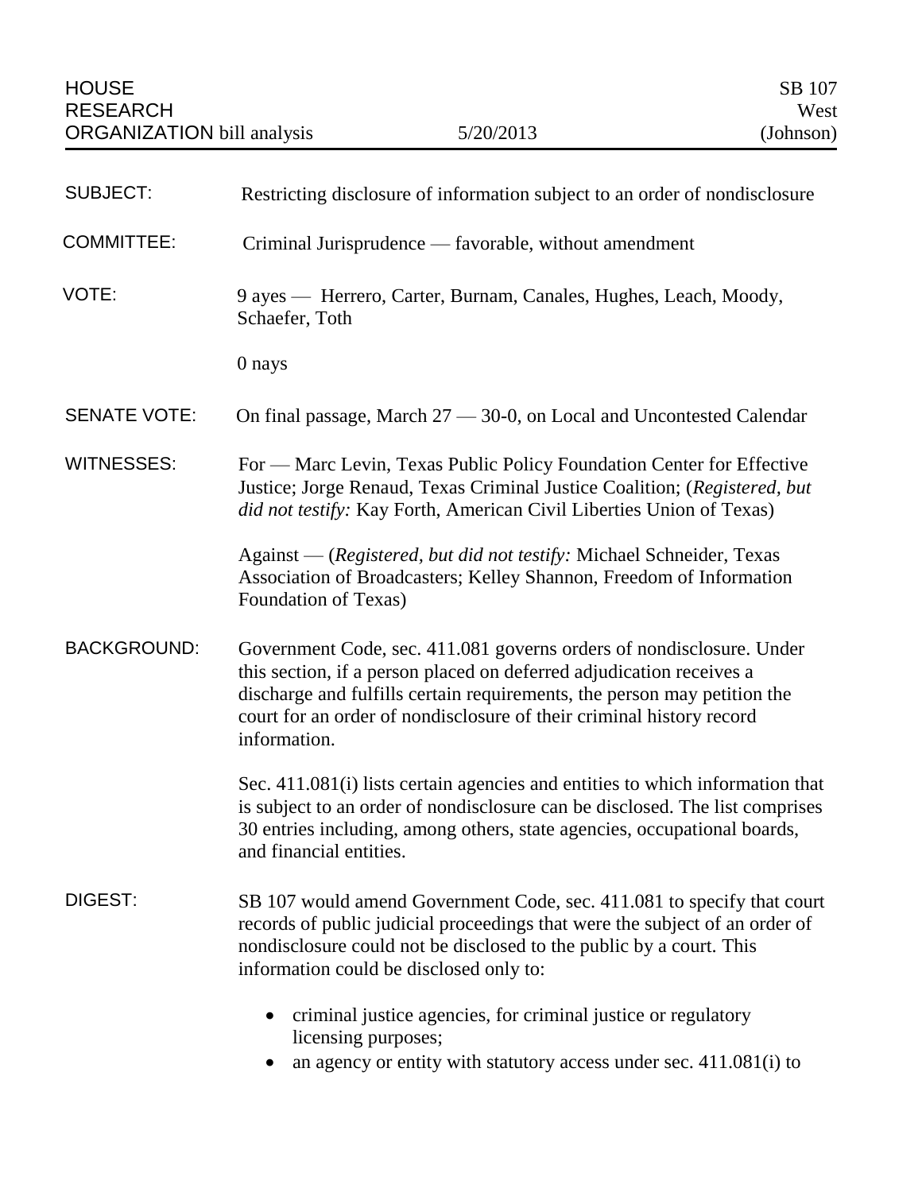HOUSE RESEARCH ORGANIZATION bill analysis — 5/20/2013 — SB 107 West (Johnson)

**SUBJECT:** Restricting disclosure of information subject to an order of nondisclosure

**COMMITTEE:** Criminal Jurisprudence — favorable, without amendment

**VOTE:** 9 ayes — Herrero, Carter, Burnam, Canales, Hughes, Leach, Moody, Schaefer, Toth

0 nays

**SENATE VOTE:** On final passage, March 27 — 30-0, on Local and Uncontested Calendar

**WITNESSES:** For — Marc Levin, Texas Public Policy Foundation Center for Effective Justice; Jorge Renaud, Texas Criminal Justice Coalition; (*Registered, but did not testify:* Kay Forth, American Civil Liberties Union of Texas)

Against — (*Registered, but did not testify:* Michael Schneider, Texas Association of Broadcasters; Kelley Shannon, Freedom of Information Foundation of Texas)

**BACKGROUND:** Government Code, sec. 411.081 governs orders of nondisclosure. Under this section, if a person placed on deferred adjudication receives a discharge and fulfills certain requirements, the person may petition the court for an order of nondisclosure of their criminal history record information.

Sec. 411.081(i) lists certain agencies and entities to which information that is subject to an order of nondisclosure can be disclosed. The list comprises 30 entries including, among others, state agencies, occupational boards, and financial entities.

**DIGEST:** SB 107 would amend Government Code, sec. 411.081 to specify that court records of public judicial proceedings that were the subject of an order of nondisclosure could not be disclosed to the public by a court. This information could be disclosed only to:

- criminal justice agencies, for criminal justice or regulatory licensing purposes;
- an agency or entity with statutory access under sec. 411.081(i) to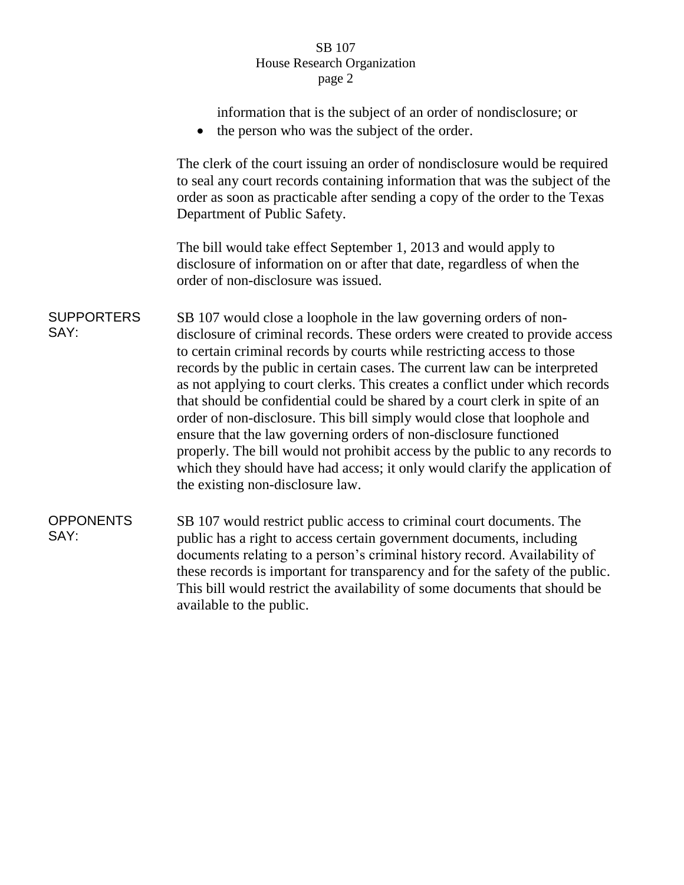information that is the subject of an order of nondisclosure; or

- the person who was the subject of the order.

The clerk of the court issuing an order of nondisclosure would be required to seal any court records containing information that was the subject of the order as soon as practicable after sending a copy of the order to the Texas Department of Public Safety.

The bill would take effect September 1, 2013 and would apply to disclosure of information on or after that date, regardless of when the order of non-disclosure was issued.

**SUPPORTERS SAY:**

SB 107 would close a loophole in the law governing orders of non-disclosure of criminal records. These orders were created to provide access to certain criminal records by courts while restricting access to those records by the public in certain cases. The current law can be interpreted as not applying to court clerks. This creates a conflict under which records that should be confidential could be shared by a court clerk in spite of an order of non-disclosure. This bill simply would close that loophole and ensure that the law governing orders of non-disclosure functioned properly. The bill would not prohibit access by the public to any records to which they should have had access; it only would clarify the application of the existing non-disclosure law.

**OPPONENTS SAY:**

SB 107 would restrict public access to criminal court documents. The public has a right to access certain government documents, including documents relating to a person's criminal history record. Availability of these records is important for transparency and for the safety of the public. This bill would restrict the availability of some documents that should be available to the public.